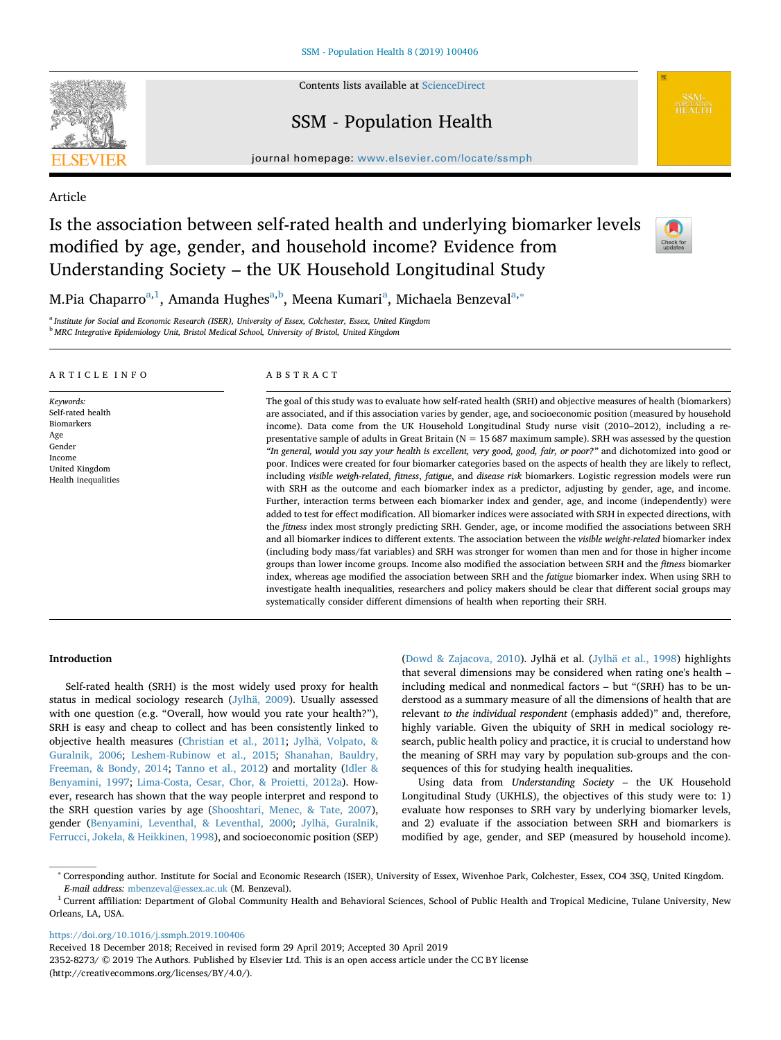Article

# Is the association between self-rated health and underlying biomarker levels modified by age, gender, and household income? Evidence from Understanding Society – the UK Household Longitudinal Study

M.Pia Chaparro[a,1], Amanda Hughes[a,b], Meena Kumari[a], Michaela Benzeval[a,*]

[a] Institute for Social and Economic Research (ISER), University of Essex, Colchester, Essex, United Kingdom
[b] MRC Integrative Epidemiology Unit, Bristol Medical School, University of Bristol, United Kingdom

ARTICLE INFO

*Keywords:*
Self-rated health
Biomarkers
Age
Gender
Income
United Kingdom
Health inequalities

ABSTRACT

The goal of this study was to evaluate how self-rated health (SRH) and objective measures of health (biomarkers) are associated, and if this association varies by gender, age, and socioeconomic position (measured by household income). Data come from the UK Household Longitudinal Study nurse visit (2010–2012), including a representative sample of adults in Great Britain (N = 15 687 maximum sample). SRH was assessed by the question *"In general, would you say your health is excellent, very good, good, fair, or poor?"* and dichotomized into good or poor. Indices were created for four biomarker categories based on the aspects of health they are likely to reflect, including *visible weigh-related*, *fitness*, *fatigue*, and *disease risk* biomarkers. Logistic regression models were run with SRH as the outcome and each biomarker index as a predictor, adjusting by gender, age, and income. Further, interaction terms between each biomarker index and gender, age, and income (independently) were added to test for effect modification. All biomarker indices were associated with SRH in expected directions, with the *fitness* index most strongly predicting SRH. Gender, age, or income modified the associations between SRH and all biomarker indices to different extents. The association between the *visible weight-related* biomarker index (including body mass/fat variables) and SRH was stronger for women than men and for those in higher income groups than lower income groups. Income also modified the association between SRH and the *fitness* biomarker index, whereas age modified the association between SRH and the *fatigue* biomarker index. When using SRH to investigate health inequalities, researchers and policy makers should be clear that different social groups may systematically consider different dimensions of health when reporting their SRH.

## Introduction

Self-rated health (SRH) is the most widely used proxy for health status in medical sociology research (Jylhä, 2009). Usually assessed with one question (e.g. "Overall, how would you rate your health?"), SRH is easy and cheap to collect and has been consistently linked to objective health measures (Christian et al., 2011; Jylhä, Volpato, & Guralnik, 2006; Leshem-Rubinow et al., 2015; Shanahan, Bauldry, Freeman, & Bondy, 2014; Tanno et al., 2012) and mortality (Idler & Benyamini, 1997; Lima-Costa, Cesar, Chor, & Proietti, 2012a). However, research has shown that the way people interpret and respond to the SRH question varies by age (Shooshtari, Menec, & Tate, 2007), gender (Benyamini, Leventhal, & Leventhal, 2000; Jylhä, Guralnik, Ferrucci, Jokela, & Heikkinen, 1998), and socioeconomic position (SEP) (Dowd & Zajacova, 2010). Jylhä et al. (Jylhä et al., 1998) highlights that several dimensions may be considered when rating one's health – including medical and nonmedical factors – but "(SRH) has to be understood as a summary measure of all the dimensions of health that are relevant *to the individual respondent* (emphasis added)" and, therefore, highly variable. Given the ubiquity of SRH in medical sociology research, public health policy and practice, it is crucial to understand how the meaning of SRH may vary by population sub-groups and the consequences of this for studying health inequalities.

Using data from *Understanding Society* – the UK Household Longitudinal Study (UKHLS), the objectives of this study were to: 1) evaluate how responses to SRH vary by underlying biomarker levels, and 2) evaluate if the association between SRH and biomarkers is modified by age, gender, and SEP (measured by household income).

* Corresponding author. Institute for Social and Economic Research (ISER), University of Essex, Wivenhoe Park, Colchester, Essex, CO4 3SQ, United Kingdom. *E-mail address:* mbenzeval@essex.ac.uk (M. Benzeval).
[1] Current affiliation: Department of Global Community Health and Behavioral Sciences, School of Public Health and Tropical Medicine, Tulane University, New Orleans, LA, USA.

https://doi.org/10.1016/j.ssmph.2019.100406
Received 18 December 2018; Received in revised form 29 April 2019; Accepted 30 April 2019
2352-8273/ © 2019 The Authors. Published by Elsevier Ltd. This is an open access article under the CC BY license (http://creativecommons.org/licenses/BY/4.0/).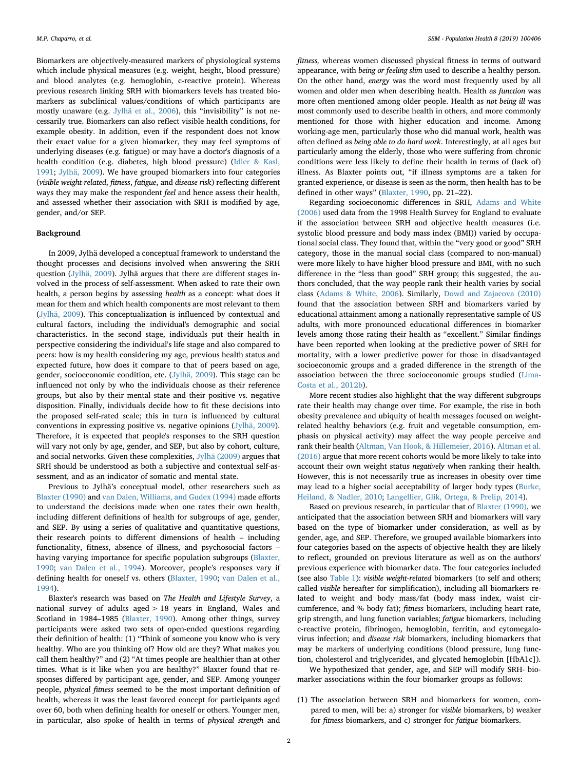Biomarkers are objectively-measured markers of physiological systems which include physical measures (e.g. weight, height, blood pressure) and blood analytes (e.g. hemoglobin, c-reactive protein). Whereas previous research linking SRH with biomarkers levels has treated biomarkers as subclinical values/conditions of which participants are mostly unaware (e.g. Jylhä et al., 2006), this "invisibility" is not necessarily true. Biomarkers can also reflect visible health conditions, for example obesity. In addition, even if the respondent does not know their exact value for a given biomarker, they may feel symptoms of underlying diseases (e.g. fatigue) or may have a doctor's diagnosis of a health condition (e.g. diabetes, high blood pressure) (Idler & Kasl, 1991; Jylhä, 2009). We have grouped biomarkers into four categories (*visible weight-related*, *fitness*, *fatigue*, and *disease risk*) reflecting different ways they may make the respondent *feel* and hence assess their health, and assessed whether their association with SRH is modified by age, gender, and/or SEP.

## Background

In 2009, Jylhä developed a conceptual framework to understand the thought processes and decisions involved when answering the SRH question (Jylhä, 2009). Jylhä argues that there are different stages involved in the process of self-assessment. When asked to rate their own health, a person begins by assessing *health* as a concept: what does it mean for them and which health components are most relevant to them (Jylhä, 2009). This conceptualization is influenced by contextual and cultural factors, including the individual's demographic and social characteristics. In the second stage, individuals put their health in perspective considering the individual's life stage and also compared to peers: how is my health considering my age, previous health status and expected future, how does it compare to that of peers based on age, gender, socioeconomic condition, etc. (Jylhä, 2009). This stage can be influenced not only by who the individuals choose as their reference groups, but also by their mental state and their positive vs. negative disposition. Finally, individuals decide how to fit these decisions into the proposed self-rated scale; this in turn is influenced by cultural conventions in expressing positive vs. negative opinions (Jylhä, 2009). Therefore, it is expected that people's responses to the SRH question will vary not only by age, gender, and SEP, but also by cohort, culture, and social networks. Given these complexities, Jylhä (2009) argues that SRH should be understood as both a subjective and contextual self-assessment, and as an indicator of somatic and mental state.

Previous to Jylhä's conceptual model, other researchers such as Blaxter (1990) and van Dalen, Williams, and Gudex (1994) made efforts to understand the decisions made when one rates their own health, including different definitions of health for subgroups of age, gender, and SEP. By using a series of qualitative and quantitative questions, their research points to different dimensions of health – including functionality, fitness, absence of illness, and psychosocial factors – having varying importance for specific population subgroups (Blaxter, 1990; van Dalen et al., 1994). Moreover, people's responses vary if defining health for oneself vs. others (Blaxter, 1990; van Dalen et al., 1994).

Blaxter's research was based on *The Health and Lifestyle Survey*, a national survey of adults aged > 18 years in England, Wales and Scotland in 1984–1985 (Blaxter, 1990). Among other things, survey participants were asked two sets of open-ended questions regarding their definition of health: (1) "Think of someone you know who is very healthy. Who are you thinking of? How old are they? What makes you call them healthy?" and (2) "At times people are healthier than at other times. What is it like when you are healthy?" Blaxter found that responses differed by participant age, gender, and SEP. Among younger people, *physical fitness* seemed to be the most important definition of health, whereas it was the least favored concept for participants aged over 60, both when defining health for oneself or others. Younger men, in particular, also spoke of health in terms of *physical strength* and *fitness,* whereas women discussed physical fitness in terms of outward appearance, with *being or feeling slim* used to describe a healthy person. On the other hand, *energy* was the word most frequently used by all women and older men when describing health. Health as *function* was more often mentioned among older people. Health as *not being ill* was most commonly used to describe health in others, and more commonly mentioned for those with higher education and income. Among working-age men, particularly those who did manual work, health was often defined as *being able to do hard work*. Interestingly, at all ages but particularly among the elderly, those who were suffering from chronic conditions were less likely to define their health in terms of (lack of) illness. As Blaxter points out, "if illness symptoms are a taken for granted experience, or disease is seen as the norm, then health has to be defined in other ways" (Blaxter, 1990, pp. 21–22).

Regarding socioeconomic differences in SRH, Adams and White (2006) used data from the 1998 Health Survey for England to evaluate if the association between SRH and objective health measures (i.e. systolic blood pressure and body mass index (BMI)) varied by occupational social class. They found that, within the "very good or good" SRH category, those in the manual social class (compared to non-manual) were more likely to have higher blood pressure and BMI, with no such difference in the "less than good" SRH group; this suggested, the authors concluded, that the way people rank their health varies by social class (Adams & White, 2006). Similarly, Dowd and Zajacova (2010) found that the association between SRH and biomarkers varied by educational attainment among a nationally representative sample of US adults, with more pronounced educational differences in biomarker levels among those rating their health as "excellent." Similar findings have been reported when looking at the predictive power of SRH for mortality, with a lower predictive power for those in disadvantaged socioeconomic groups and a graded difference in the strength of the association between the three socioeconomic groups studied (Lima-Costa et al., 2012b).

More recent studies also highlight that the way different subgroups rate their health may change over time. For example, the rise in both obesity prevalence and ubiquity of health messages focused on weight-related healthy behaviors (e.g. fruit and vegetable consumption, emphasis on physical activity) may affect the way people perceive and rank their health (Altman, Van Hook, & Hillemeier, 2016). Altman et al. (2016) argue that more recent cohorts would be more likely to take into account their own weight status *negatively* when ranking their health. However, this is not necessarily true as increases in obesity over time may lead to a higher social acceptability of larger body types (Burke, Heiland, & Nadler, 2010; Langellier, Glik, Ortega, & Prelip, 2014).

Based on previous research, in particular that of Blaxter (1990), we anticipated that the association between SRH and biomarkers will vary based on the type of biomarker under consideration, as well as by gender, age, and SEP. Therefore, we grouped available biomarkers into four categories based on the aspects of objective health they are likely to reflect, grounded on previous literature as well as on the authors' previous experience with biomarker data. The four categories included (see also Table 1): *visible weight-related* biomarkers (to self and others; called *visible* hereafter for simplification), including all biomarkers related to weight and body mass/fat (body mass index, waist circumference, and % body fat); *fitness* biomarkers, including heart rate, grip strength, and lung function variables; *fatigue* biomarkers, including c-reactive protein, fibrinogen, hemoglobin, ferritin, and cytomegalovirus infection; and *disease risk* biomarkers, including biomarkers that may be markers of underlying conditions (blood pressure, lung function, cholesterol and triglycerides, and glycated hemoglobin [HbA1c]).

We hypothesized that gender, age, and SEP will modify SRH- biomarker associations within the four biomarker groups as follows:

(1) The association between SRH and biomarkers for women, compared to men, will be: a) stronger for v*isible* biomarkers, b) weaker for *fitness* biomarkers, and c) stronger for *fatigue* biomarkers.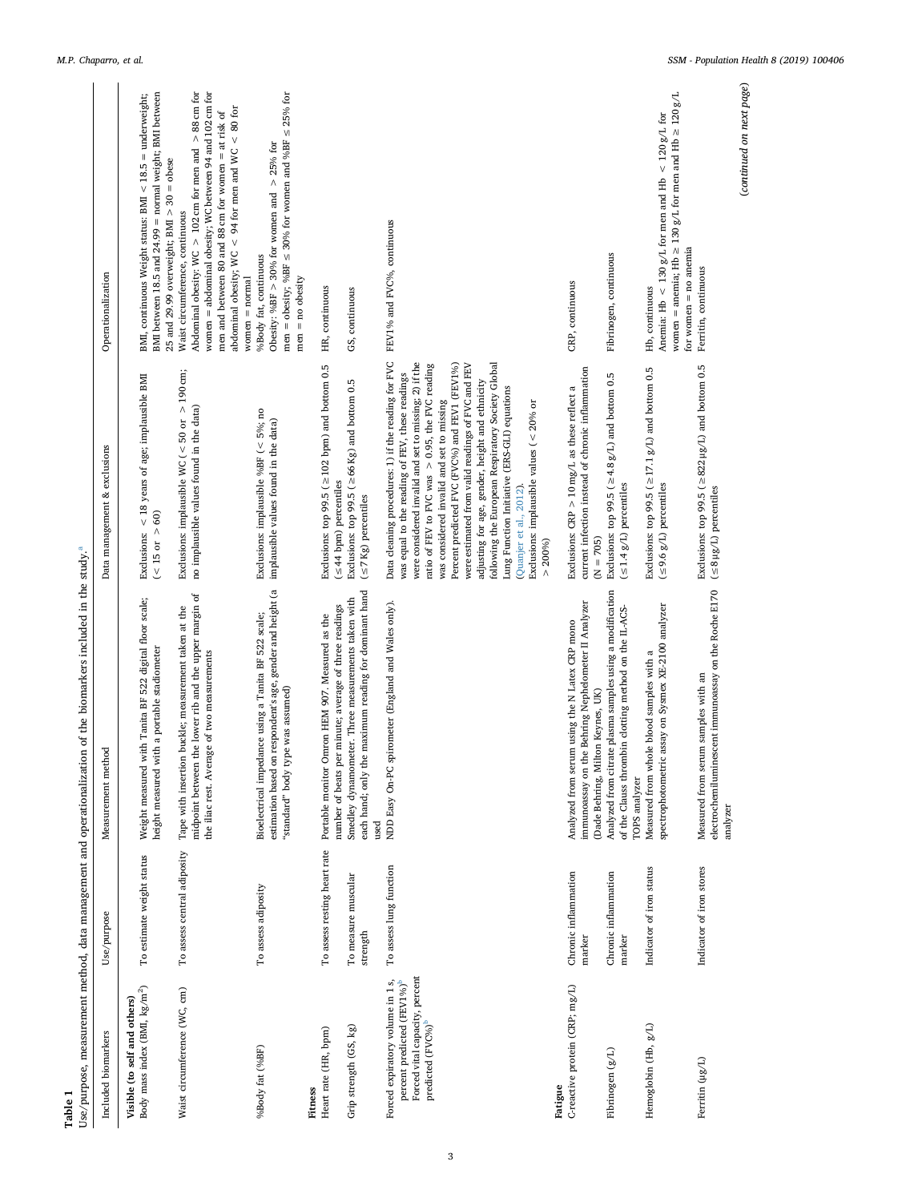**Table 1**

Use/purpose, measurement method, data management and operationalization of the biomarkers included in the study.[a]

| Included biomarkers | Use/purpose | Measurement method | Data management & exclusions | Operationalization |
|---|---|---|---|---|
| **Visible (to self and others)** | | | | |
| Body mass index (BMI, $kg/m^2$) | To estimate weight status | Weight measured with Tanita BF 522 digital floor scale; height measured with a portable stadiometer | Exclusions: < 18 years of age; implausible BMI (< 15 or > 60) | BMI, continuous Weight status: BMI < 18.5 = underweight; BMI between 18.5 and 24.99 = normal weight; BMI between 25 and 29.99 overweight; BMI > 30 = obese |
| Waist circumference (WC, cm) | To assess central adiposity | Tape with insertion buckle; measurement taken at the midpoint between the lower rib and the upper margin of the iliac rest. Average of two measurements | Exclusions: implausible WC (< 50 or > 190 cm; no implausible values found in the data) | Waist circumference, continuous Abdominal obesity: WC > 102 cm for men and > 88 cm for women = abdominal obesity; WC between 94 and 102 cm for men and between 80 and 88 cm for women = at risk of abdominal obesity; WC < 94 for men and WC < 80 for women = normal |
| %Body fat (%BF) | To assess adiposity | Bioelectrical impedance using a Tanita BF 522 scale; estimation based on respondent's age, gender and height (a "standard" body type was assumed) | Exclusions: implausible %BF (< 5%; no implausible values found in the data) | %Body fat, continuous Obesity: %BF > 30% for women and > 25% for men = obesity; %BF ≤ 30% for women and %BF ≤ 25% for men = no obesity |
| **Fitness** | | | | |
| Heart rate (HR, bpm) | To assess resting heart rate | Portable monitor Omron HEM 907. Measured as the number of beats per minute; average of three readings | Exclusions: top 99.5 (≥ 102 bpm) and bottom 0.5 (≤ 44 bpm) percentiles | HR, continuous |
| Grip strength (GS, kg) | To measure muscular strength | Smedley dynamometer. Three measurements taken with each hand; only the maximum reading for dominant hand used | Exclusions: top 99.5 (≥ 66 Kg) and bottom 0.5 (≤ 7 Kg) percentiles | GS, continuous |
| Forced expiratory volume in 1 s, percent predicted (FEV1%)[b] Forced vital capacity, percent predicted (FVC%)[b] | To assess lung function | NDD Easy On-PC spirometer (England and Wales only). | Data cleaning procedures: 1) if the reading for FVC was equal to the reading of FEV, these readings were considered invalid and set to missing; 2) if the ratio of FEV to FVC was > 0.95, the FVC reading was considered invalid and set to missing Percent predicted FVC (FVC%) and FEV1 (FEV1%) were estimated from valid readings of FVC and FEV adjusting for age, gender, height and ethnicity following the European Respiratory Society Global Lung Function Initiative (ERS-GLI) equations (Quanjer et al., 2012). Exclusions: implausible values (< 20% or > 200%) | FEV1% and FVC%, continuous |
| **Fatigue** | | | | |
| C-reactive protein (CRP; mg/L) | Chronic inflammation marker | Analyzed from serum using the N Latex CRP mono immunoassay on the Behring Nephelometer II Analyzer (Dade Behring, Milton Keynes, UK) | Exclusions: CRP > 10 mg/L as these reflect a current infection instead of chronic inflammation (N = 705) | CRP, continuous |
| Fibrinogen (g/L) | Chronic inflammation marker | Analyzed from citrate plasma samples using a modification of the Clauss thrombin clotting method on the IL-ACS-TOPS analyzer | Exclusions: top 99.5 (≥ 4.8 g/L) and bottom 0.5 (≤ 1.4 g/L) percentiles | Fibrinogen, continuous |
| Hemoglobin (Hb, g/L) | Indicator of iron status | Measured from whole blood samples with a spectrophotometric assay on Sysmex XE-2100 analyzer | Exclusions: top 99.5 (≥ 17.1 g/L) and bottom 0.5 (≤ 9.6 g/L) percentiles | Hb, continuous Anemia: Hb < 130 g/L for men and Hb < 120 g/L for women = anemia; Hb ≥ 130 g/L for men and Hb ≥ 120 g/L for women = no anemia |
| Ferritin (μg/L) | Indicator of iron stores | Measured from serum samples with an electrochemiluminescent immunoassay on the Roche E170 analyzer | Exclusions: top 99.5 (≥ 822 μg/L) and bottom 0.5 (≤ 8 μg/L) percentiles | Ferritin, continuous |

(*continued on next page*)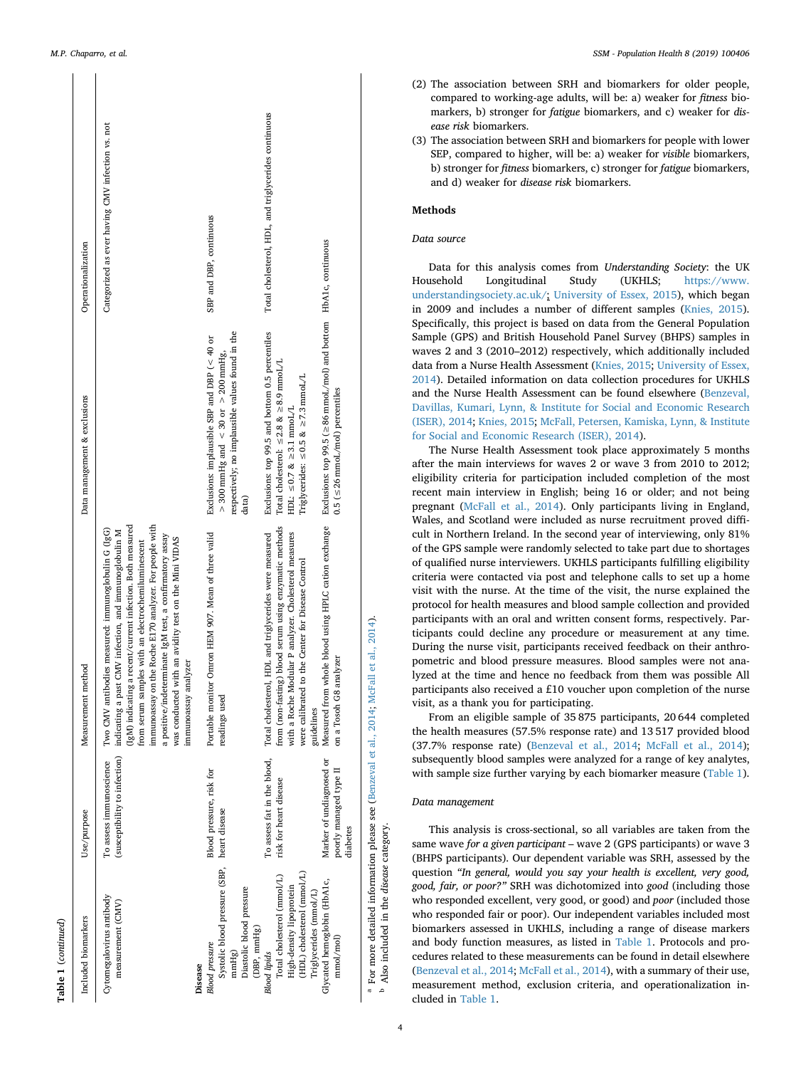**Table 1** (*continued*)

| Included biomarkers | Use/purpose | Measurement method | Data management & exclusions | Operationalization |
|---|---|---|---|---|
| Cytomegalovirus antibody measurement (CMV) | To assess immunoscience (susceptibility to infection) | Two CMV antibodies measured: immunoglobulin G (IgG) indicating a past CMV infection, and immunoglobulin M (IgM) indicating a recent/current infection. Both measured from serum samples with an electrochemiluminescent immunoassay on the Roche E170 analyzer. For people with a positive/indeterminate IgM test, a confirmatory assay was conducted with an avidity test on the Mini VIDAS immunoassay analyzer | | Categorized as ever having CMV infection vs. not |
| **Disease** | | | | |
| *Blood pressure* | | | | |
| Systolic blood pressure (SBP, mmHg) Diastolic blood pressure (DBP, mmHg) | Blood pressure, risk for heart disease | Portable monitor Omron HEM 907. Mean of three valid readings used | Exclusions: implausible SBP and DBP (< 40 or > 300 mmHg and < 30 or > 200 mmHg, respectively; no implausible values found in the data) | SBP and DBP, continuous |
| *Blood lipids* | | | | |
| Total cholesterol (mmol/L) High-density lipoprotein (HDL) cholesterol (mmol/L) Triglycerides (mmol/L) | To assess fat in the blood, risk for heart disease | Total cholesterol, HDL, and triglycerides were measured from (non-fasting) blood serum using enzymatic methods with a Roche Modular P analyzer. Cholesterol measures were calibrated to the Center for Disease Control guidelines | Exclusions: top 99.5 and bottom 0.5 percentiles Total cholesterol: ≤2.8 & ≥8.9 mmol/L HDL: ≤0.7 & ≥3.1 mmol/L Triglycerides: ≤0.5 & ≥7.3 mmol/L | Total cholesterol, HDL, and triglycerides continuous |
| Glycated hemoglobin (HbA1c, mmol/mol) | Marker of undiagnosed or poorly managed type II diabetes | Measured from whole blood using HPLC cation exchange on a Tosoh G8 analyzer | Exclusions: top 99.5 (≥86 mmol/mol) and bottom 0.5 (≤26 mmol/mol) percentiles | HbA1c, continuous |

[a] For more detailed information please see (Benzeval et al., 2014; McFall et al., 2014).

[b] Also included in the *disease* category.

(2) The association between SRH and biomarkers for older people, compared to working-age adults, will be: a) weaker for *fitness* biomarkers, b) stronger for *fatigue* biomarkers, and c) weaker for *disease risk* biomarkers.

(3) The association between SRH and biomarkers for people with lower SEP, compared to higher, will be: a) weaker for *visible* biomarkers, b) stronger for *fitness* biomarkers, c) stronger for *fatigue* biomarkers, and d) weaker for *disease risk* biomarkers.

## Methods

### Data source

Data for this analysis comes from *Understanding Society*: the UK Household Longitudinal Study (UKHLS; https://www.understandingsociety.ac.uk/; University of Essex, 2015), which began in 2009 and includes a number of different samples (Knies, 2015). Specifically, this project is based on data from the General Population Sample (GPS) and British Household Panel Survey (BHPS) samples in waves 2 and 3 (2010–2012) respectively, which additionally included data from a Nurse Health Assessment (Knies, 2015; University of Essex, 2014). Detailed information on data collection procedures for UKHLS and the Nurse Health Assessment can be found elsewhere (Benzeval, Davillas, Kumari, Lynn, & Institute for Social and Economic Research (ISER), 2014; Knies, 2015; McFall, Petersen, Kamiska, Lynn, & Institute for Social and Economic Research (ISER), 2014).

The Nurse Health Assessment took place approximately 5 months after the main interviews for waves 2 or wave 3 from 2010 to 2012; eligibility criteria for participation included completion of the most recent main interview in English; being 16 or older; and not being pregnant (McFall et al., 2014). Only participants living in England, Wales, and Scotland were included as nurse recruitment proved difficult in Northern Ireland. In the second year of interviewing, only 81% of the GPS sample were randomly selected to take part due to shortages of qualified nurse interviewers. UKHLS participants fulfilling eligibility criteria were contacted via post and telephone calls to set up a home visit with the nurse. At the time of the visit, the nurse explained the protocol for health measures and blood sample collection and provided participants with an oral and written consent forms, respectively. Participants could decline any procedure or measurement at any time. During the nurse visit, participants received feedback on their anthropometric and blood pressure measures. Blood samples were not analyzed at the time and hence no feedback from them was possible All participants also received a £10 voucher upon completion of the nurse visit, as a thank you for participating.

From an eligible sample of 35 875 participants, 20 644 completed the health measures (57.5% response rate) and 13 517 provided blood (37.7% response rate) (Benzeval et al., 2014; McFall et al., 2014); subsequently blood samples were analyzed for a range of key analytes, with sample size further varying by each biomarker measure (Table 1).

### Data management

This analysis is cross-sectional, so all variables are taken from the same wave *for a given participant* – wave 2 (GPS participants) or wave 3 (BHPS participants). Our dependent variable was SRH, assessed by the question *"In general, would you say your health is excellent, very good, good, fair, or poor?"* SRH was dichotomized into *good* (including those who responded excellent, very good, or good) and *poor* (included those who responded fair or poor). Our independent variables included most biomarkers assessed in UKHLS, including a range of disease markers and body function measures, as listed in Table 1. Protocols and procedures related to these measurements can be found in detail elsewhere (Benzeval et al., 2014; McFall et al., 2014), with a summary of their use, measurement method, exclusion criteria, and operationalization included in Table 1.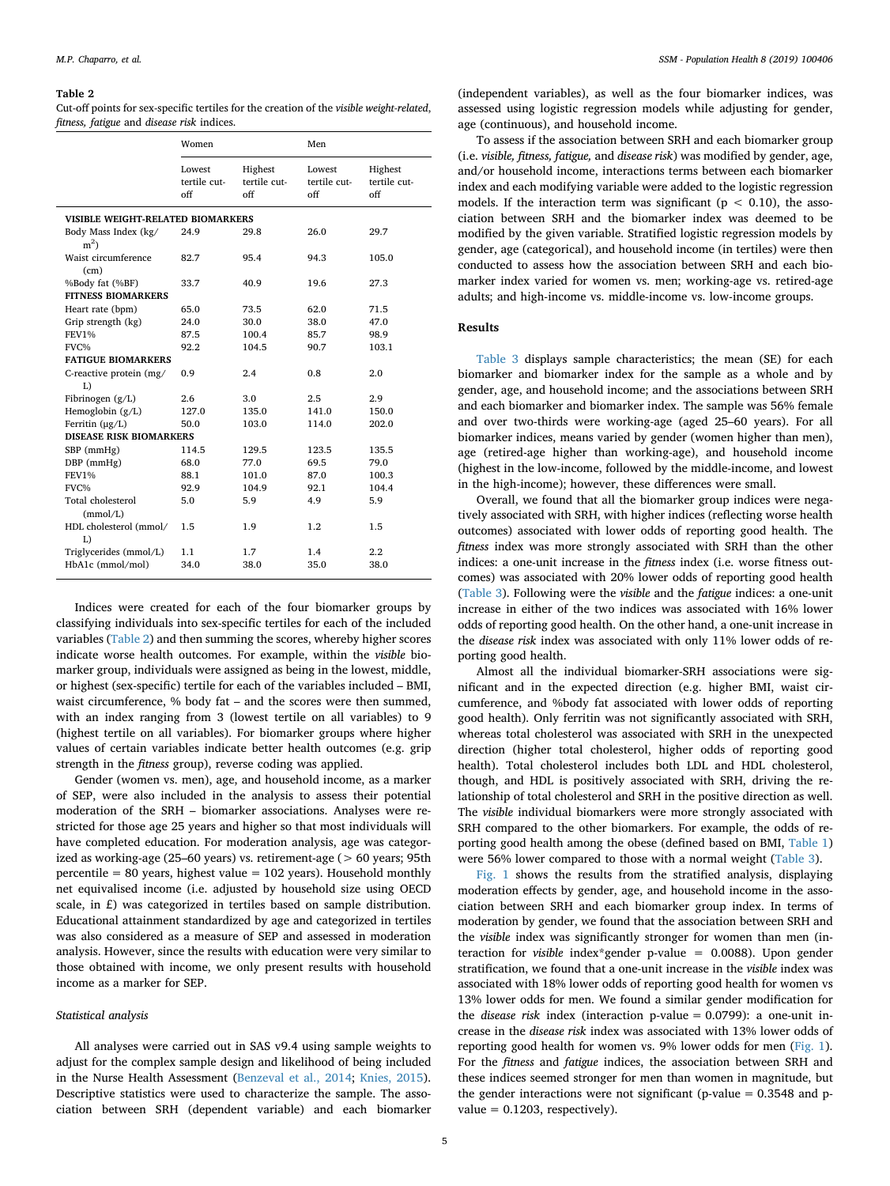**Table 2**
Cut-off points for sex-specific tertiles for the creation of the *visible weight-related*, *fitness*, *fatigue* and *disease risk* indices.

| | Women | | Men | |
|---|---|---|---|---|
| | Lowest tertile cut-off | Highest tertile cut-off | Lowest tertile cut-off | Highest tertile cut-off |
| **VISIBLE WEIGHT-RELATED BIOMARKERS** | | | | |
| Body Mass Index (kg/m$^2$) | 24.9 | 29.8 | 26.0 | 29.7 |
| Waist circumference (cm) | 82.7 | 95.4 | 94.3 | 105.0 |
| %Body fat (%BF) | 33.7 | 40.9 | 19.6 | 27.3 |
| **FITNESS BIOMARKERS** | | | | |
| Heart rate (bpm) | 65.0 | 73.5 | 62.0 | 71.5 |
| Grip strength (kg) | 24.0 | 30.0 | 38.0 | 47.0 |
| FEV1% | 87.5 | 100.4 | 85.7 | 98.9 |
| FVC% | 92.2 | 104.5 | 90.7 | 103.1 |
| **FATIGUE BIOMARKERS** | | | | |
| C-reactive protein (mg/L) | 0.9 | 2.4 | 0.8 | 2.0 |
| Fibrinogen (g/L) | 2.6 | 3.0 | 2.5 | 2.9 |
| Hemoglobin (g/L) | 127.0 | 135.0 | 141.0 | 150.0 |
| Ferritin (µg/L) | 50.0 | 103.0 | 114.0 | 202.0 |
| **DISEASE RISK BIOMARKERS** | | | | |
| SBP (mmHg) | 114.5 | 129.5 | 123.5 | 135.5 |
| DBP (mmHg) | 68.0 | 77.0 | 69.5 | 79.0 |
| FEV1% | 88.1 | 101.0 | 87.0 | 100.3 |
| FVC% | 92.9 | 104.9 | 92.1 | 104.4 |
| Total cholesterol (mmol/L) | 5.0 | 5.9 | 4.9 | 5.9 |
| HDL cholesterol (mmol/L) | 1.5 | 1.9 | 1.2 | 1.5 |
| Triglycerides (mmol/L) | 1.1 | 1.7 | 1.4 | 2.2 |
| HbA1c (mmol/mol) | 34.0 | 38.0 | 35.0 | 38.0 |

Indices were created for each of the four biomarker groups by classifying individuals into sex-specific tertiles for each of the included variables (Table 2) and then summing the scores, whereby higher scores indicate worse health outcomes. For example, within the *visible* biomarker group, individuals were assigned as being in the lowest, middle, or highest (sex-specific) tertile for each of the variables included – BMI, waist circumference, % body fat – and the scores were then summed, with an index ranging from 3 (lowest tertile on all variables) to 9 (highest tertile on all variables). For biomarker groups where higher values of certain variables indicate better health outcomes (e.g. grip strength in the *fitness* group), reverse coding was applied.

Gender (women vs. men), age, and household income, as a marker of SEP, were also included in the analysis to assess their potential moderation of the SRH – biomarker associations. Analyses were restricted for those age 25 years and higher so that most individuals will have completed education. For moderation analysis, age was categorized as working-age (25–60 years) vs. retirement-age (> 60 years; 95th percentile = 80 years, highest value = 102 years). Household monthly net equivalised income (i.e. adjusted by household size using OECD scale, in £) was categorized in tertiles based on sample distribution. Educational attainment standardized by age and categorized in tertiles was also considered as a measure of SEP and assessed in moderation analysis. However, since the results with education were very similar to those obtained with income, we only present results with household income as a marker for SEP.

### Statistical analysis

All analyses were carried out in SAS v9.4 using sample weights to adjust for the complex sample design and likelihood of being included in the Nurse Health Assessment (Benzeval et al., 2014; Knies, 2015). Descriptive statistics were used to characterize the sample. The association between SRH (dependent variable) and each biomarker (independent variables), as well as the four biomarker indices, was assessed using logistic regression models while adjusting for gender, age (continuous), and household income.

To assess if the association between SRH and each biomarker group (i.e. *visible, fitness, fatigue,* and *disease risk*) was modified by gender, age, and/or household income, interactions terms between each biomarker index and each modifying variable were added to the logistic regression models. If the interaction term was significant ($p < 0.10$), the association between SRH and the biomarker index was deemed to be modified by the given variable. Stratified logistic regression models by gender, age (categorical), and household income (in tertiles) were then conducted to assess how the association between SRH and each biomarker index varied for women vs. men; working-age vs. retired-age adults; and high-income vs. middle-income vs. low-income groups.

## Results

Table 3 displays sample characteristics; the mean (SE) for each biomarker and biomarker index for the sample as a whole and by gender, age, and household income; and the associations between SRH and each biomarker and biomarker index. The sample was 56% female and over two-thirds were working-age (aged 25–60 years). For all biomarker indices, means varied by gender (women higher than men), age (retired-age higher than working-age), and household income (highest in the low-income, followed by the middle-income, and lowest in the high-income); however, these differences were small.

Overall, we found that all the biomarker group indices were negatively associated with SRH, with higher indices (reflecting worse health outcomes) associated with lower odds of reporting good health. The *fitness* index was more strongly associated with SRH than the other indices: a one-unit increase in the *fitness* index (i.e. worse fitness outcomes) was associated with 20% lower odds of reporting good health (Table 3). Following were the *visible* and the *fatigue* indices: a one-unit increase in either of the two indices was associated with 16% lower odds of reporting good health. On the other hand, a one-unit increase in the *disease risk* index was associated with only 11% lower odds of reporting good health.

Almost all the individual biomarker-SRH associations were significant and in the expected direction (e.g. higher BMI, waist circumference, and %body fat associated with lower odds of reporting good health). Only ferritin was not significantly associated with SRH, whereas total cholesterol was associated with SRH in the unexpected direction (higher total cholesterol, higher odds of reporting good health). Total cholesterol includes both LDL and HDL cholesterol, though, and HDL is positively associated with SRH, driving the relationship of total cholesterol and SRH in the positive direction as well. The *visible* individual biomarkers were more strongly associated with SRH compared to the other biomarkers. For example, the odds of reporting good health among the obese (defined based on BMI, Table 1) were 56% lower compared to those with a normal weight (Table 3).

Fig. 1 shows the results from the stratified analysis, displaying moderation effects by gender, age, and household income in the association between SRH and each biomarker group index. In terms of moderation by gender, we found that the association between SRH and the *visible* index was significantly stronger for women than men (interaction for *visible* index*gender p-value = 0.0088). Upon gender stratification, we found that a one-unit increase in the *visible* index was associated with 18% lower odds of reporting good health for women vs 13% lower odds for men. We found a similar gender modification for the *disease risk* index (interaction p-value = 0.0799): a one-unit increase in the *disease risk* index was associated with 13% lower odds of reporting good health for women vs. 9% lower odds for men (Fig. 1). For the *fitness* and *fatigue* indices, the association between SRH and these indices seemed stronger for men than women in magnitude, but the gender interactions were not significant (p-value = 0.3548 and p-value = 0.1203, respectively).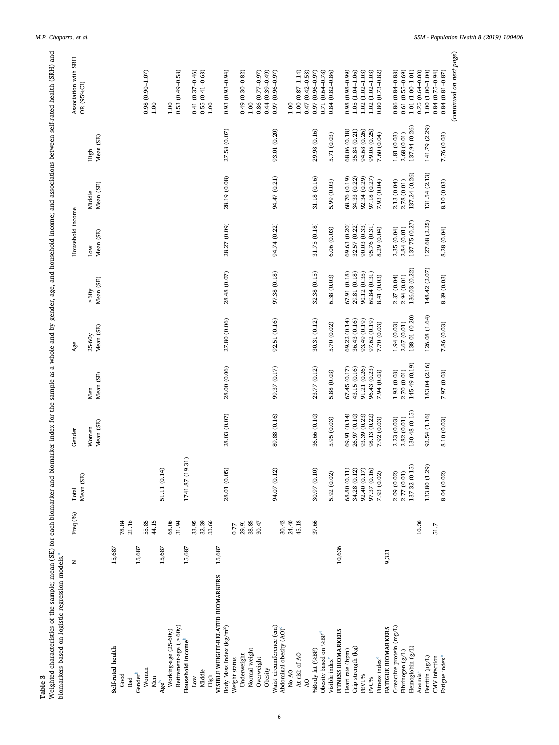**Table 3**

Weighted characteristics of the sample; mean (SE) for each biomarker and biomarker index for the sample as a whole and by gender, age, and household income; and associations between self-rated health (SRH) and biomarkers based on logistic regression models.[a]

| | N | Freq (%) | Total | Gender | | Age | | Household income | | | Association with SRH |
|---|---|---|---|---|---|---|---|---|---|---|---|
| | | | Mean (SE) | Women Mean (SE) | Men Mean (SE) | 25-60y Mean (SE) | ≥60y Mean (SE) | Low Mean (SE) | Middle Mean (SE) | High Mean (SE) | OR (95%CI) |
| **Self-rated health** | 15,687 | | | | | | | | | | |
| Good | | 78.84 | | | | | | | | | |
| Bad | | 21.16 | | | | | | | | | |
| Gender[b] | 15,687 | | | | | | | | | | |
| Women | | 55.85 | | | | | | | | | 0.98 (0.90–1.07) |
| Men | | 44.15 | | | | | | | | | 1.00 |
| **Age**[b] | 15,687 | | 51.11 (0.14) | | | | | | | | |
| Working-age (25-60y) | | 68.06 | | | | | | | | | 1.00 |
| Retirement-age (≥60y) | | 31.94 | | | | | | | | | 0.53 (0.49–0.58) |
| **Household income**[b] | 15,687 | | 1741.87 (19.31) | | | | | | | | |
| Low | | 33.95 | | | | | | | | | 0.41 (0.37–0.46) |
| Middle | | 32.39 | | | | | | | | | 0.55 (0.41–0.63) |
| High | | 33.66 | | | | | | | | | 1.00 |
| **VISIBLE WEIGHT-RELATED BIOMARKERS** | 15,687 | | | | | | | | | | |
| Body Mass Index (kg/m$^2$) | | | 28.01 (0.05) | 28.03 (0.07) | 28.00 (0.06) | 27.80 (0.06) | 28.48 (0.07) | 28.27 (0.09) | 28.19 (0.08) | 27.58 (0.07) | 0.93 (0.93–0.94) |
| Weight status | | | | | | | | | | | |
| Underweight | | 0.77 | | | | | | | | | 0.49 (0.30–0.82) |
| Normal weight | | 29.91 | | | | | | | | | 1.00 |
| Overweight | | 38.85 | | | | | | | | | 0.86 (0.77–0.97) |
| Obesity | | 30.47 | | | | | | | | | 0.44 (0.39–0.49) |
| Waist circumference (cm) | | | 94.07 (0.12) | 89.88 (0.16) | 99.37 (0.17) | 92.51 (0.16) | 97.38 (0.18) | 94.74 (0.22) | 94.47 (0.21) | 93.01 (0.20) | 0.97 (0.96–0.97) |
| Abdominal obesity (AO)[c] | | | | | | | | | | | |
| No AO | | 30.42 | | | | | | | | | 1.00 |
| At risk of AO | | 24.40 | | | | | | | | | 1.00 (0.87–1.14) |
| AO | | 45.18 | | | | | | | | | 0.47 (0.42–0.53) |
| %Body fat (%BF) | | | 30.97 (0.10) | 36.66 (0.10) | 23.77 (0.12) | 30.31 (0.12) | 32.38 (0.15) | 31.75 (0.18) | 31.18 (0.16) | 29.98 (0.16) | 0.97 (0.96–0.97) |
| Obesity based on %BF[d] | | 37.66 | | | | | | | | | 0.71 (0.64–0.78) |
| Visible index[e] | | | 5.92 (0.02) | 5.95 (0.03) | 5.88 (0.03) | 5.70 (0.02) | 6.38 (0.03) | 6.06 (0.03) | 5.99 (0.03) | 5.71 (0.03) | 0.84 (0.82–0.86) |
| **FITNESS BIOMARKERS** | 10,636 | | | | | | | | | | |
| Heart rate (bpm) | | | 68.80 (0.11) | 69.91 (0.14) | 67.45 (0.17) | 69.22 (0.14) | 67.91 (0.18) | 69.63 (0.20) | 68.76 (0.19) | 68.06 (0.18) | 0.98 (0.98–0.99) |
| Grip strength (kg) | | | 34.28 (0.12) | 26.97 (0.10) | 43.15 (0.16) | 36.43 (0.16) | 29.81 (0.18) | 32.57 (0.22) | 34.33 (0.22) | 35.84 (0.21) | 1.05 (1.04–1.06) |
| FEV1% | | | 92.40 (0.17) | 93.39 (0.23) | 91.21 (0.26) | 93.49 (0.19) | 90.12 (0.35) | 90.03 (0.33) | 92.34 (0.29) | 94.68 (0.26) | 1.02 (1.02–1.03) |
| FVC% | | | 97.37 (0.16) | 98.13 (0.22) | 96.43 (0.23) | 97.62 (0.19) | 69.84 (0.31) | 95.76 (0.31) | 97.18 (0.27) | 99.05 (0.25) | 1.02 (1.02–1.03) |
| Fitness index[e] | | | 7.93 (0.02) | 7.92 (0.03) | 7.94 (0.03) | 7.70 (0.03) | 8.41 (0.03) | 8.29 (0.04) | 7.93 (0.04) | 7.60 (0.04) | 0.80 (0.73–0.82) |
| **FATIGUE BIOMARKERS** | 9,321 | | | | | | | | | | |
| C-reactive protein (mg/L) | | | 2.09 (0.02) | 2.23 (0.03) | 1.93 (0.03) | 1.94 (0.03) | 2.37 (0.04) | 2.35 (0.04) | 2.13 (0.04) | 1.81 (0.03) | 0.86 (0.84–0.88) |
| Fibrinogen (g/L) | | | 2.77 (0.01) | 2.82 (0.01) | 2.70 (0.01) | 2.67 (0.01) | 2.94 (0.01) | 2.84 (0.01) | 2.78 (0.01) | 2.68 (0.01) | 0.61 (0.55–0.69) |
| Hemoglobin (g/L) | | | 137.32 (0.15) | 130.48 (0.15) | 145.49 (0.19) | 138.01 (0.20) | 136.03 (0.22) | 137.75 (0.27) | 137.24 (0.26) | 137.94 (0.26) | 1.01 (1.00–1.01) |
| Anemia[f] | | 10.30 | | | | | | | | | 0.75 (0.64–0.88) |
| Ferritin (µg/L) | | | 133.80 (1.29) | 92.54 (1.16) | 183.04 (2.16) | 126.08 (1.64) | 148.42 (2.07) | 127.68 (2.25) | 131.54 (2.13) | 141.79 (2.29) | 1.00 (1.00–1.00) |
| CMV infection | | 51.7 | | | | | | | | | 0.84 (0.75–0.94) |
| Fatigue index[e] | | | 8.04 (0.02) | 8.10 (0.03) | 7.97 (0.03) | 7.86 (0.03) | 8.39 (0.03) | 8.28 (0.04) | 8.10 (0.03) | 7.76 (0.03) | 0.84 (0.81–0.87) |

(*continued on next page*)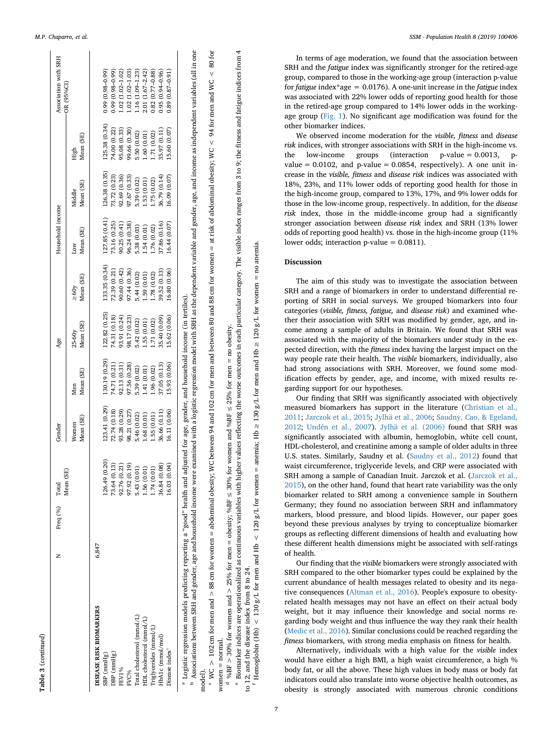Table 3 (*continued*)

| | N | Freq (%) | Total | Gender | | Age | | Household income | | | Association with SRH |
|---|---|---|---|---|---|---|---|---|---|---|---|
| | | | Mean (SE) | Women Mean (SE) | Men Mean (SE) | 25-60y Mean (SE) | ≥60y Mean (SE) | Low Mean (SE) | Middle Mean (SE) | High Mean (SE) | OR (95%CI) |
| **DISEASE RISK BIOMARKERS** | 6,847 | | | | | | | | | | |
| SBP (mmHg) | | | 126.49 (0.20) | 123.41 (0.29) | 130.19 (0.29) | 122.82 (0.25) | 133.35 (0.34) | 127.85 (0.41) | 126.38 (0.35) | 125.38 (0.34) | 0.99 (0.98–0.99) |
| DBP (mmHg) | | | 73.64 (0.13) | 72.74 (0.18) | 74.71 (0.21) | 74.31 (0.18) | 72.39 (0.21) | 73.16 (0.25) | 73.72 (0.23) | 74.00 (0.22) | 0.99 (0.98–0.99) |
| FEV1% | | | 92.76 (0.21) | 93.28 (0.29) | 92.13 (0.31) | 93.91 (0.24) | 90.60 (0.42) | 90.25 (0.41) | 92.69 (0.36) | 95.08 (0.33) | 1.02 (1.02–1.02) |
| FVC% | | | 97.92 (0.19) | 98.21 (0.27) | 97.56 (0.28) | 98.17 (0.23) | 97.44 (0.36) | 96.24 (0.38) | 97.67 (0.33) | 99.66 (0.30) | 1.02 (1.02–1.03) |
| Total cholesterol (mmol/L) | | | 5.43 (0.01) | 5.46 (0.02) | 5.39 (0.02) | 5.42 (0.02) | 5.44 (0.02) | 5.38 (0.03) | 5.39 (0.02) | 5.50 (0.02) | 1.16 (1.09–1.23) |
| HDL cholesterol (mmol/L) | | | 1.56 (0.01) | 1.68 (0.01) | 1.41 (0.01) | 1.55 (0.01) | 1.59 (0.01) | 1.54 (0.01) | 1.53 (0.01) | 1.60 (0.01) | 2.01 (1.67–2.42) |
| Triglycerides (mmol/L) | | | 1.74 (0.01) | 1.55 (0.01) | 1.96 (0.02) | 1.71 (0.02) | 1.78 (0.02) | 1.76 (0.02) | 1.75 (0.02) | 1.71 (0.02) | 0.82 (0.77–0.88) |
| HbA1c (mmol/mol) | | | 36.84 (0.08) | 36.66 (0.11) | 37.05 (0.13) | 35.40 (0.09) | 39.52 (0.13) | 37.86 (0.16) | 36.79 (0.14) | 35.97 (0.11) | 0.95 (0.94–0.96) |
| Disease index[e] | | | 16.03 (0.04) | 16.11 (0.06) | 15.93 (0.06) | 15.62 (0.06) | 16.80 (0.06) | 16.44 (0.07) | 16.09 (0.07) | 15.60 (0.07) | 0.89 (0.87–0.91) |

[a] Logistic regression models predicting reporting a "good" health and adjusted for age, gender, and household income (in tertiles).
[b] Associations between SRH and gender, age and household income were examined with a logistic regression model with SRH as the dependent variable and gender, age, and income as independent variables (all in one model).
[c] WC > 102 cm for men and > 88 cm for women = abdominal obesity; WC between 94 and 102 cm for men and between 80 and 88 cm for women = at risk of abdominal obesity; WC < 94 for men and WC < 80 for women = normal.
[d] %BF > 30% for women and > 25% for men = obesity; %BF ≤ 30% for women and %BF ≤ 25% for men = no obesity.
[e] Biomarker indices are operationalized as continuous variables with higher values reflecting the worse outcomes in each particular category. The visible index ranges from 3 to 9; the fitness and fatigue indices from 4 to 12; and the disease index from 8 to 24.
[f] Hemoglobin (Hb) < 130 g/L for men and Hb < 120 g/L for women = anemia; Hb ≥ 130 g/L for men and Hb ≥ 120 g/L for women = no anemia.

In terms of age moderation, we found that the association between SRH and the *fatigue* index was significantly stronger for the retired-age group, compared to those in the working-age group (interaction p-value for *fatigue* index*age = 0.0176). A one-unit increase in the *fatigue* index was associated with 22% lower odds of reporting good health for those in the retired-age group compared to 14% lower odds in the working-age group (Fig. 1). No significant age modification was found for the other biomarker indices.

We observed income moderation for the *visible, fitness* and *disease risk* indices, with stronger associations with SRH in the high-income vs. the low-income groups (interaction p-value = 0.0013, p-value = 0.0102, and p-value = 0.0854, respectively). A one unit increase in the *visible, fitness* and *disease risk* indices was associated with 18%, 23%, and 11% lower odds of reporting good health for those in the high-income group, compared to 13%, 17%, and 9% lower odds for those in the low-income group, respectively. In addition, for the *disease risk* index, those in the middle-income group had a significantly stronger association between *disease risk* index and SRH (13% lower odds of reporting good health) vs. those in the high-income group (11% lower odds; interaction p-value = 0.0811).

## Discussion

The aim of this study was to investigate the association between SRH and a range of biomarkers in order to understand differential reporting of SRH in social surveys. We grouped biomarkers into four categories (*visible, fitness, fatigue,* and *disease risk*) and examined whether their association with SRH was modified by gender, age, and income among a sample of adults in Britain. We found that SRH was associated with the majority of the biomarkers under study in the expected direction, with the *fitness* index having the largest impact on the way people rate their health. The *visible* biomarkers, individually, also had strong associations with SRH. Moreover, we found some modification effects by gender, age, and income, with mixed results regarding support for our hypotheses.

Our finding that SRH was significantly associated with objectively measured biomarkers has support in the literature (Christian et al., 2011; Jarczok et al., 2015; Jylhä et al., 2006; Saudny, Cao, & Egeland, 2012; Undén et al., 2007). Jylhä et al. (2006) found that SRH was significantly associated with albumin, hemoglobin, white cell count, HDL-cholesterol, and creatinine among a sample of older adults in three U.S. states. Similarly, Saudny et al. (Saudny et al., 2012) found that waist circumference, triglyceride levels, and CRP were associated with SRH among a sample of Canadian Inuit. Jarczok et al. (Jarczok et al., 2015), on the other hand, found that heart rate variability was the only biomarker related to SRH among a convenience sample in Southern Germany; they found no association between SRH and inflammatory markers, blood pressure, and blood lipids. However, our paper goes beyond these previous analyses by trying to conceptualize biomarker groups as reflecting different dimensions of health and evaluating how these different health dimensions might be associated with self-ratings of health.

Our finding that the *visible* biomarkers were strongly associated with SRH compared to the other biomarker types could be explained by the current abundance of health messages related to obesity and its negative consequences (Altman et al., 2016). People's exposure to obesity-related health messages may not have an effect on their actual body weight, but it may influence their knowledge and social norms regarding body weight and thus influence the way they rank their health (Medic et al., 2016). Similar conclusions could be reached regarding the *fitness* biomarkers, with strong media emphasis on fitness for health.

Alternatively, individuals with a high value for the *visible* index would have either a high BMI, a high waist circumference, a high % body fat, or all the above. These high values in body mass or body fat indicators could also translate into worse objective health outcomes, as obesity is strongly associated with numerous chronic conditions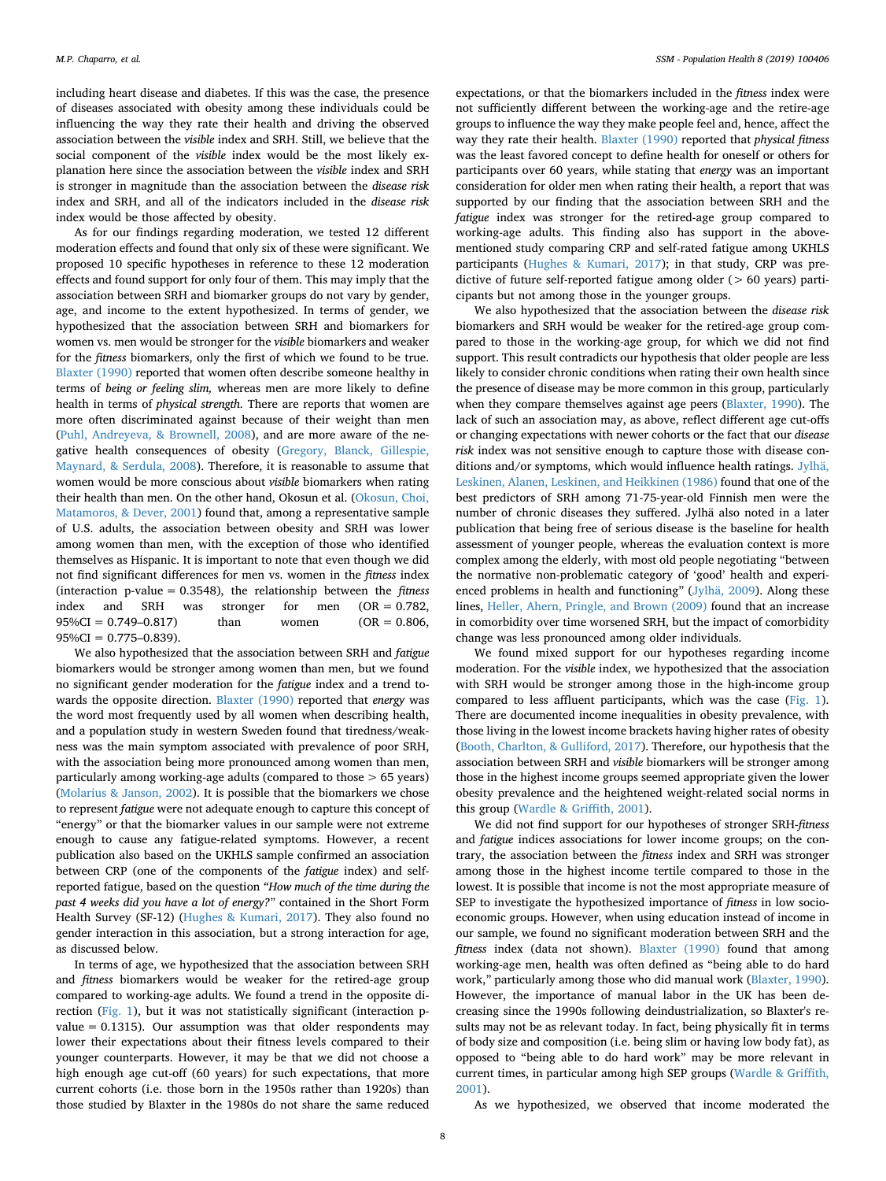including heart disease and diabetes. If this was the case, the presence of diseases associated with obesity among these individuals could be influencing the way they rate their health and driving the observed association between the *visible* index and SRH. Still, we believe that the social component of the *visible* index would be the most likely explanation here since the association between the *visible* index and SRH is stronger in magnitude than the association between the *disease risk* index and SRH, and all of the indicators included in the *disease risk* index would be those affected by obesity.

As for our findings regarding moderation, we tested 12 different moderation effects and found that only six of these were significant. We proposed 10 specific hypotheses in reference to these 12 moderation effects and found support for only four of them. This may imply that the association between SRH and biomarker groups do not vary by gender, age, and income to the extent hypothesized. In terms of gender, we hypothesized that the association between SRH and biomarkers for women vs. men would be stronger for the *visible* biomarkers and weaker for the *fitness* biomarkers, only the first of which we found to be true. Blaxter (1990) reported that women often describe someone healthy in terms of *being or feeling slim,* whereas men are more likely to define health in terms of *physical strength*. There are reports that women are more often discriminated against because of their weight than men (Puhl, Andreyeva, & Brownell, 2008), and are more aware of the negative health consequences of obesity (Gregory, Blanck, Gillespie, Maynard, & Serdula, 2008). Therefore, it is reasonable to assume that women would be more conscious about *visible* biomarkers when rating their health than men. On the other hand, Okosun et al. (Okosun, Choi, Matamoros, & Dever, 2001) found that, among a representative sample of U.S. adults, the association between obesity and SRH was lower among women than men, with the exception of those who identified themselves as Hispanic. It is important to note that even though we did not find significant differences for men vs. women in the *fitness* index (interaction p-value = 0.3548), the relationship between the *fitness* index and SRH was stronger for men (OR = 0.782, 95%CI = 0.749–0.817) than women (OR = 0.806, 95%CI = 0.775–0.839).

We also hypothesized that the association between SRH and *fatigue* biomarkers would be stronger among women than men, but we found no significant gender moderation for the *fatigue* index and a trend towards the opposite direction. Blaxter (1990) reported that *energy* was the word most frequently used by all women when describing health, and a population study in western Sweden found that tiredness/weakness was the main symptom associated with prevalence of poor SRH, with the association being more pronounced among women than men, particularly among working-age adults (compared to those > 65 years) (Molarius & Janson, 2002). It is possible that the biomarkers we chose to represent *fatigue* were not adequate enough to capture this concept of "energy" or that the biomarker values in our sample were not extreme enough to cause any fatigue-related symptoms. However, a recent publication also based on the UKHLS sample confirmed an association between CRP (one of the components of the *fatigue* index) and self-reported fatigue, based on the question *"How much of the time during the past 4 weeks did you have a lot of energy?"* contained in the Short Form Health Survey (SF-12) (Hughes & Kumari, 2017). They also found no gender interaction in this association, but a strong interaction for age, as discussed below.

In terms of age, we hypothesized that the association between SRH and *fitness* biomarkers would be weaker for the retired-age group compared to working-age adults. We found a trend in the opposite direction (Fig. 1), but it was not statistically significant (interaction p-value = 0.1315). Our assumption was that older respondents may lower their expectations about their fitness levels compared to their younger counterparts. However, it may be that we did not choose a high enough age cut-off (60 years) for such expectations, that more current cohorts (i.e. those born in the 1950s rather than 1920s) than those studied by Blaxter in the 1980s do not share the same reduced expectations, or that the biomarkers included in the *fitness* index were not sufficiently different between the working-age and the retire-age groups to influence the way they make people feel and, hence, affect the way they rate their health. Blaxter (1990) reported that *physical fitness* was the least favored concept to define health for oneself or others for participants over 60 years, while stating that *energy* was an important consideration for older men when rating their health, a report that was supported by our finding that the association between SRH and the *fatigue* index was stronger for the retired-age group compared to working-age adults. This finding also has support in the above-mentioned study comparing CRP and self-rated fatigue among UKHLS participants (Hughes & Kumari, 2017); in that study, CRP was predictive of future self-reported fatigue among older (> 60 years) participants but not among those in the younger groups.

We also hypothesized that the association between the *disease risk* biomarkers and SRH would be weaker for the retired-age group compared to those in the working-age group, for which we did not find support. This result contradicts our hypothesis that older people are less likely to consider chronic conditions when rating their own health since the presence of disease may be more common in this group, particularly when they compare themselves against age peers (Blaxter, 1990). The lack of such an association may, as above, reflect different age cut-offs or changing expectations with newer cohorts or the fact that our *disease risk* index was not sensitive enough to capture those with disease conditions and/or symptoms, which would influence health ratings. Jylhä, Leskinen, Alanen, Leskinen, and Heikkinen (1986) found that one of the best predictors of SRH among 71-75-year-old Finnish men were the number of chronic diseases they suffered. Jylhä also noted in a later publication that being free of serious disease is the baseline for health assessment of younger people, whereas the evaluation context is more complex among the elderly, with most old people negotiating "between the normative non-problematic category of 'good' health and experienced problems in health and functioning" (Jylhä, 2009). Along these lines, Heller, Ahern, Pringle, and Brown (2009) found that an increase in comorbidity over time worsened SRH, but the impact of comorbidity change was less pronounced among older individuals.

We found mixed support for our hypotheses regarding income moderation. For the *visible* index, we hypothesized that the association with SRH would be stronger among those in the high-income group compared to less affluent participants, which was the case (Fig. 1). There are documented income inequalities in obesity prevalence, with those living in the lowest income brackets having higher rates of obesity (Booth, Charlton, & Gulliford, 2017). Therefore, our hypothesis that the association between SRH and *visible* biomarkers will be stronger among those in the highest income groups seemed appropriate given the lower obesity prevalence and the heightened weight-related social norms in this group (Wardle & Griffith, 2001).

We did not find support for our hypotheses of stronger SRH-*fitness* and *fatigue* indices associations for lower income groups; on the contrary, the association between the *fitness* index and SRH was stronger among those in the highest income tertile compared to those in the lowest. It is possible that income is not the most appropriate measure of SEP to investigate the hypothesized importance of *fitness* in low socioeconomic groups. However, when using education instead of income in our sample, we found no significant moderation between SRH and the *fitness* index (data not shown). Blaxter (1990) found that among working-age men, health was often defined as "being able to do hard work," particularly among those who did manual work (Blaxter, 1990). However, the importance of manual labor in the UK has been decreasing since the 1990s following deindustrialization, so Blaxter's results may not be as relevant today. In fact, being physically fit in terms of body size and composition (i.e. being slim or having low body fat), as opposed to "being able to do hard work" may be more relevant in current times, in particular among high SEP groups (Wardle & Griffith, 2001).

As we hypothesized, we observed that income moderated the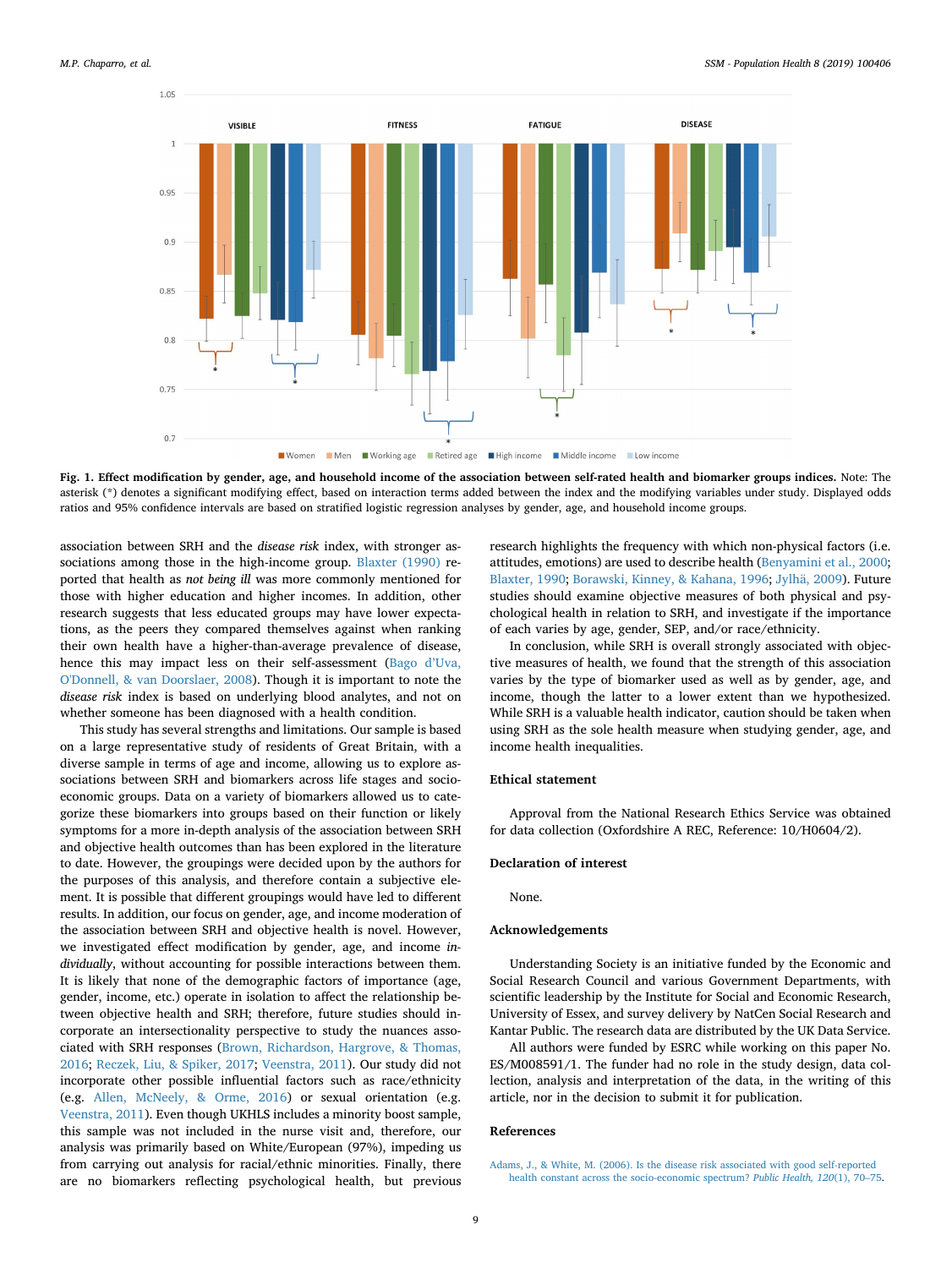1.05

VISIBLE

FITNESS

FATIGUE

DISEASE

1

0.95

0.9

0.85

0.8

0.75

0.7

*

*

*

*

*

*

Women Men Working age Retired age High income Middle income Low income

**Fig. 1. Effect modification by gender, age, and household income of the association between self-rated health and biomarker groups indices.** Note: The asterisk (*) denotes a significant modifying effect, based on interaction terms added between the index and the modifying variables under study. Displayed odds ratios and 95% confidence intervals are based on stratified logistic regression analyses by gender, age, and household income groups.

association between SRH and the *disease risk* index, with stronger associations among those in the high-income group. Blaxter (1990) reported that health as *not being ill* was more commonly mentioned for those with higher education and higher incomes. In addition, other research suggests that less educated groups may have lower expectations, as the peers they compared themselves against when ranking their own health have a higher-than-average prevalence of disease, hence this may impact less on their self-assessment (Bago d'Uva, O'Donnell, & van Doorslaer, 2008). Though it is important to note the *disease risk* index is based on underlying blood analytes, and not on whether someone has been diagnosed with a health condition.

This study has several strengths and limitations. Our sample is based on a large representative study of residents of Great Britain, with a diverse sample in terms of age and income, allowing us to explore associations between SRH and biomarkers across life stages and socioeconomic groups. Data on a variety of biomarkers allowed us to categorize these biomarkers into groups based on their function or likely symptoms for a more in-depth analysis of the association between SRH and objective health outcomes than has been explored in the literature to date. However, the groupings were decided upon by the authors for the purposes of this analysis, and therefore contain a subjective element. It is possible that different groupings would have led to different results. In addition, our focus on gender, age, and income moderation of the association between SRH and objective health is novel. However, we investigated effect modification by gender, age, and income *individually*, without accounting for possible interactions between them. It is likely that none of the demographic factors of importance (age, gender, income, etc.) operate in isolation to affect the relationship between objective health and SRH; therefore, future studies should incorporate an intersectionality perspective to study the nuances associated with SRH responses (Brown, Richardson, Hargrove, & Thomas, 2016; Reczek, Liu, & Spiker, 2017; Veenstra, 2011). Our study did not incorporate other possible influential factors such as race/ethnicity (e.g. Allen, McNeely, & Orme, 2016) or sexual orientation (e.g. Veenstra, 2011). Even though UKHLS includes a minority boost sample, this sample was not included in the nurse visit and, therefore, our analysis was primarily based on White/European (97%), impeding us from carrying out analysis for racial/ethnic minorities. Finally, there are no biomarkers reflecting psychological health, but previous research highlights the frequency with which non-physical factors (i.e. attitudes, emotions) are used to describe health (Benyamini et al., 2000; Blaxter, 1990; Borawski, Kinney, & Kahana, 1996; Jylhä, 2009). Future studies should examine objective measures of both physical and psychological health in relation to SRH, and investigate if the importance of each varies by age, gender, SEP, and/or race/ethnicity.

In conclusion, while SRH is overall strongly associated with objective measures of health, we found that the strength of this association varies by the type of biomarker used as well as by gender, age, and income, though the latter to a lower extent than we hypothesized. While SRH is a valuable health indicator, caution should be taken when using SRH as the sole health measure when studying gender, age, and income health inequalities.

## Ethical statement

Approval from the National Research Ethics Service was obtained for data collection (Oxfordshire A REC, Reference: 10/H0604/2).

## Declaration of interest

None.

## Acknowledgements

Understanding Society is an initiative funded by the Economic and Social Research Council and various Government Departments, with scientific leadership by the Institute for Social and Economic Research, University of Essex, and survey delivery by NatCen Social Research and Kantar Public. The research data are distributed by the UK Data Service.

All authors were funded by ESRC while working on this paper No. ES/M008591/1. The funder had no role in the study design, data collection, analysis and interpretation of the data, in the writing of this article, nor in the decision to submit it for publication.

## References

Adams, J., & White, M. (2006). Is the disease risk associated with good self-reported health constant across the socio-economic spectrum? *Public Health, 120*(1), 70–75.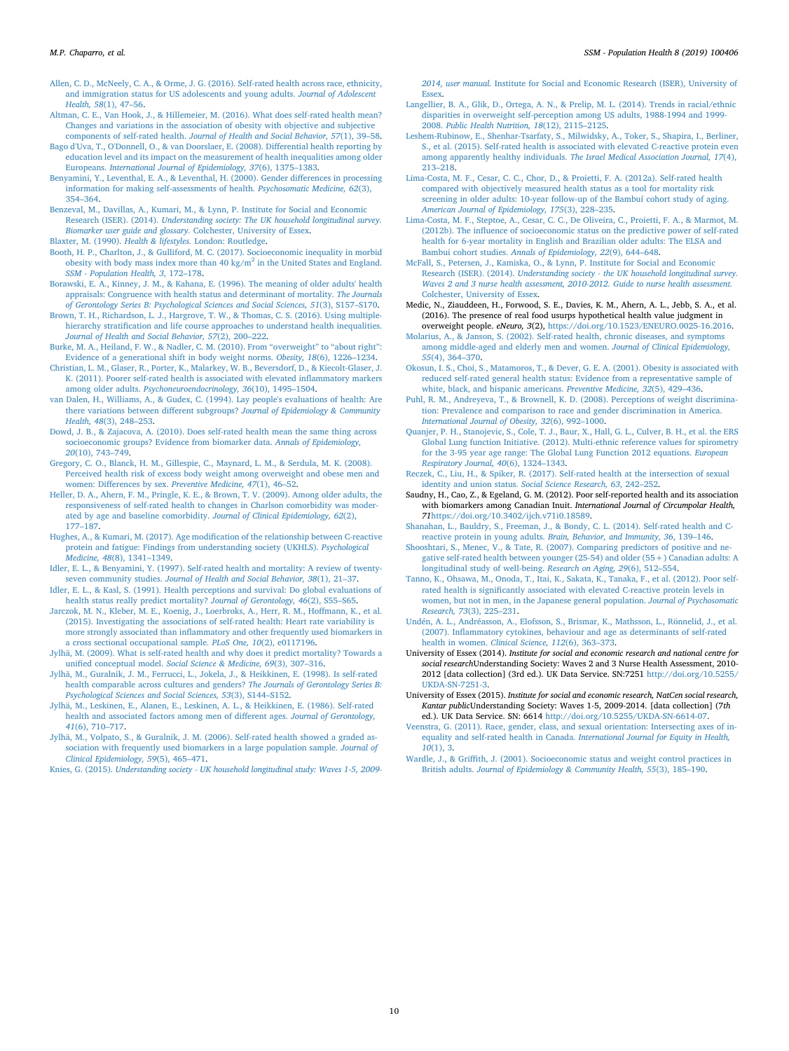Allen, C. D., McNeely, C. A., & Orme, J. G. (2016). Self-rated health across race, ethnicity, and immigration status for US adolescents and young adults. *Journal of Adolescent Health, 58*(1), 47–56.

Altman, C. E., Van Hook, J., & Hillemeier, M. (2016). What does self-rated health mean? Changes and variations in the association of obesity with objective and subjective components of self-rated health. *Journal of Health and Social Behavior, 57*(1), 39–58.

Bago d'Uva, T., O'Donnell, O., & van Doorslaer, E. (2008). Differential health reporting by education level and its impact on the measurement of health inequalities among older Europeans. *International Journal of Epidemiology, 37*(6), 1375–1383.

Benyamini, Y., Leventhal, E. A., & Leventhal, H. (2000). Gender differences in processing information for making self-assessments of health. *Psychosomatic Medicine, 62*(3), 354–364.

Benzeval, M., Davillas, A., Kumari, M., & Lynn, P. Institute for Social and Economic Research (ISER). (2014). *Understanding society: The UK household longitudinal survey. Biomarker user guide and glossary.* Colchester, University of Essex.

Blaxter, M. (1990). *Health & lifestyles.* London: Routledge.

Booth, H. P., Charlton, J., & Gulliford, M. C. (2017). Socioeconomic inequality in morbid obesity with body mass index more than 40 kg/m$^2$ in the United States and England. *SSM - Population Health, 3*, 172–178.

Borawski, E. A., Kinney, J. M., & Kahana, E. (1996). The meaning of older adults' health appraisals: Congruence with health status and determinant of mortality. *The Journals of Gerontology Series B: Psychological Sciences and Social Sciences, 51*(3), S157–S170.

Brown, T. H., Richardson, L. J., Hargrove, T. W., & Thomas, C. S. (2016). Using multiple-hierarchy stratification and life course approaches to understand health inequalities. *Journal of Health and Social Behavior, 57*(2), 200–222.

Burke, M. A., Heiland, F. W., & Nadler, C. M. (2010). From "overweight" to "about right": Evidence of a generational shift in body weight norms. *Obesity, 18*(6), 1226–1234.

Christian, L. M., Glaser, R., Porter, K., Malarkey, W. B., Beversdorf, D., & Kiecolt-Glaser, J. K. (2011). Poorer self-rated health is associated with elevated inflammatory markers among older adults. *Psychoneuroendocrinology, 36*(10), 1495–1504.

van Dalen, H., Williams, A., & Gudex, C. (1994). Lay people's evaluations of health: Are there variations between different subgroups? *Journal of Epidemiology & Community Health, 48*(3), 248–253.

Dowd, J. B., & Zajacova, A. (2010). Does self-rated health mean the same thing across socioeconomic groups? Evidence from biomarker data. *Annals of Epidemiology, 20*(10), 743–749.

Gregory, C. O., Blanck, H. M., Gillespie, C., Maynard, L. M., & Serdula, M. K. (2008). Perceived health risk of excess body weight among overweight and obese men and women: Differences by sex. *Preventive Medicine, 47*(1), 46–52.

Heller, D. A., Ahern, F. M., Pringle, K. E., & Brown, T. V. (2009). Among older adults, the responsiveness of self-rated health to changes in Charlson comorbidity was moderated by age and baseline comorbidity. *Journal of Clinical Epidemiology, 62*(2), 177–187.

Hughes, A., & Kumari, M. (2017). Age modification of the relationship between C-reactive protein and fatigue: Findings from understanding society (UKHLS). *Psychological Medicine, 48*(8), 1341–1349.

Idler, E. L., & Benyamini, Y. (1997). Self-rated health and mortality: A review of twenty-seven community studies. *Journal of Health and Social Behavior, 38*(1), 21–37.

Idler, E. L., & Kasl, S. (1991). Health perceptions and survival: Do global evaluations of health status really predict mortality? *Journal of Gerontology, 46*(2), S55–S65.

Jarczok, M. N., Kleber, M. E., Koenig, J., Loerbroks, A., Herr, R. M., Hoffmann, K., et al. (2015). Investigating the associations of self-rated health: Heart rate variability is more strongly associated than inflammatory and other frequently used biomarkers in a cross sectional occupational sample. *PLoS One, 10*(2), e0117196.

Jylhä, M. (2009). What is self-rated health and why does it predict mortality? Towards a unified conceptual model. *Social Science & Medicine, 69*(3), 307–316.

Jylhä, M., Guralnik, J. M., Ferrucci, L., Jokela, J., & Heikkinen, E. (1998). Is self-rated health comparable across cultures and genders? *The Journals of Gerontology Series B: Psychological Sciences and Social Sciences, 53*(3), S144–S152.

Jylhä, M., Leskinen, E., Alanen, E., Leskinen, A. L., & Heikkinen, E. (1986). Self-rated health and associated factors among men of different ages. *Journal of Gerontology, 41*(6), 710–717.

Jylhä, M., Volpato, S., & Guralnik, J. M. (2006). Self-rated health showed a graded association with frequently used biomarkers in a large population sample. *Journal of Clinical Epidemiology, 59*(5), 465–471.

Knies, G. (2015). *Understanding society - UK household longitudinal study: Waves 1-5, 2009-2014, user manual.* Institute for Social and Economic Research (ISER), University of Essex.

Langellier, B. A., Glik, D., Ortega, A. N., & Prelip, M. L. (2014). Trends in racial/ethnic disparities in overweight self-perception among US adults, 1988-1994 and 1999-2008. *Public Health Nutrition, 18*(12), 2115–2125.

Leshem-Rubinow, E., Shenhar-Tsarfaty, S., Milwidsky, A., Toker, S., Shapira, I., Berliner, S., et al. (2015). Self-rated health is associated with elevated C-reactive protein even among apparently healthy individuals. *The Israel Medical Association Journal, 17*(4), 213–218.

Lima-Costa, M. F., Cesar, C. C., Chor, D., & Proietti, F. A. (2012a). Self-rated health compared with objectively measured health status as a tool for mortality risk screening in older adults: 10-year follow-up of the Bambuí cohort study of aging. *American Journal of Epidemiology, 175*(3), 228–235.

Lima-Costa, M. F., Steptoe, A., Cesar, C. C., De Oliveira, C., Proietti, F. A., & Marmot, M. (2012b). The influence of socioeconomic status on the predictive power of self-rated health for 6-year mortality in English and Brazilian older adults: The ELSA and Bambui cohort studies. *Annals of Epidemiology, 22*(9), 644–648.

McFall, S., Petersen, J., Kamiska, O., & Lynn, P. Institute for Social and Economic Research (ISER). (2014). *Understanding society - the UK household longitudinal survey. Waves 2 and 3 nurse health assessment, 2010-2012. Guide to nurse health assessment.* Colchester, University of Essex.

Medic, N., Ziauddeen, H., Forwood, S. E., Davies, K. M., Ahern, A. L., Jebb, S. A., et al. (2016). The presence of real food usurps hypothetical health value judgment in overweight people. *eNeuro, 3*(2), https://doi.org/10.1523/ENEURO.0025-16.2016.

Molarius, A., & Janson, S. (2002). Self-rated health, chronic diseases, and symptoms among middle-aged and elderly men and women. *Journal of Clinical Epidemiology, 55*(4), 364–370.

Okosun, I. S., Choi, S., Matamoros, T., & Dever, G. E. A. (2001). Obesity is associated with reduced self-rated general health status: Evidence from a representative sample of white, black, and hispanic americans. *Preventive Medicine, 32*(5), 429–436.

Puhl, R. M., Andreyeva, T., & Brownell, K. D. (2008). Perceptions of weight discrimination: Prevalence and comparison to race and gender discrimination in America. *International Journal of Obesity, 32*(6), 992–1000.

Quanjer, P. H., Stanojevic, S., Cole, T. J., Baur, X., Hall, G. L., Culver, B. H., et al. the ERS Global Lung function Initiative. (2012). Multi-ethnic reference values for spirometry for the 3-95 year age range: The Global Lung Function 2012 equations. *European Respiratory Journal, 40*(6), 1324–1343.

Reczek, C., Liu, H., & Spiker, R. (2017). Self-rated health at the intersection of sexual identity and union status. *Social Science Research, 63*, 242–252.

Saudny, H., Cao, Z., & Egeland, G. M. (2012). Poor self-reported health and its association with biomarkers among Canadian Inuit. *International Journal of Circumpolar Health, 71*https://doi.org/10.3402/ijch.v71i0.18589.

Shanahan, L., Bauldry, S., Freeman, J., & Bondy, C. L. (2014). Self-rated health and C-reactive protein in young adults. *Brain, Behavior, and Immunity, 36*, 139–146.

Shooshtari, S., Menec, V., & Tate, R. (2007). Comparing predictors of positive and negative self-rated health between younger (25-54) and older (55+) Canadian adults: A longitudinal study of well-being. *Research on Aging, 29*(6), 512–554.

Tanno, K., Ohsawa, M., Onoda, T., Itai, K., Sakata, K., Tanaka, F., et al. (2012). Poor self-rated health is significantly associated with elevated C-reactive protein levels in women, but not in men, in the Japanese general population. *Journal of Psychosomatic Research, 73*(3), 225–231.

Undén, A. L., Andréasson, A., Elofsson, S., Brismar, K., Mathsson, L., Rönnelid, J., et al. (2007). Inflammatory cytokines, behaviour and age as determinants of self-rated health in women. *Clinical Science, 112*(6), 363–373.

University of Essex (2014). *Institute for social and economic research and national centre for social research*Understanding Society: Waves 2 and 3 Nurse Health Assessment, 2010-2012 [data collection] (3rd ed.). UK Data Service. SN:7251 http://doi.org/10.5255/UKDA-SN-7251-3.

University of Essex (2015). *Institute for social and economic research, NatCen social research, Kantar public*Understanding Society: Waves 1-5, 2009-2014. [data collection] (7*th* ed.). UK Data Service. SN: 6614 http://doi.org/10.5255/UKDA-SN-6614-07.

Veenstra, G. (2011). Race, gender, class, and sexual orientation: Intersecting axes of inequality and self-rated health in Canada. *International Journal for Equity in Health, 10*(1), 3.

Wardle, J., & Griffith, J. (2001). Socioeconomic status and weight control practices in British adults. *Journal of Epidemiology & Community Health, 55*(3), 185–190.